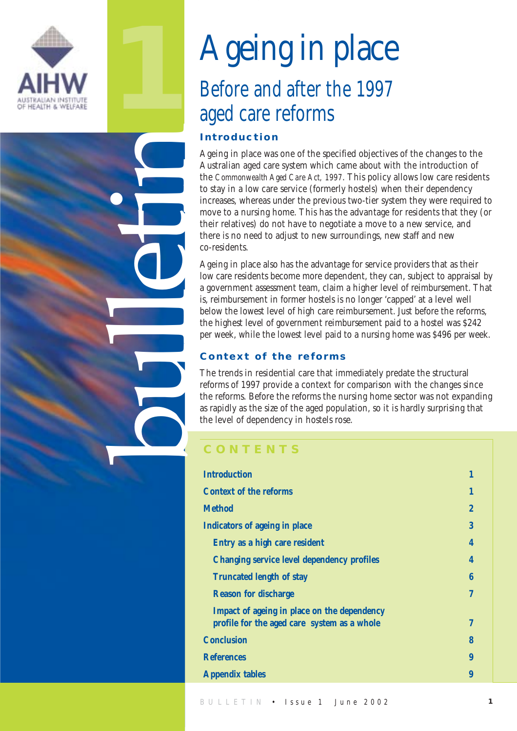# Ageing in place

## Before and after the 1997 aged care reforms

### Introduction

Ageing in place was one of the specified objectives of the changes to the Australian aged care system which came about with the introduction of the *Commonwealth Aged Care Act, 1997*. This policy allows low care residents to stay in a low care service (formerly hostels) when their dependency increases, whereas under the previous two-tier system they were required to move to a nursing home. This has the advantage for residents that they (or their relatives) do not have to negotiate a move to a new service, and there is no need to adjust to new surroundings, new staff and new co-residents.

Ageing in place also has the advantage for service providers that as their low care residents become more dependent, they can, subject to appraisal by a government assessment team, claim a higher level of reimbursement. That is, reimbursement in former hostels is no longer 'capped' at a level well below the lowest level of high care reimbursement. Just before the reforms, the highest level of government reimbursement paid to a hostel was $242 per week, while the lowest level paid to a nursing home was $496 per week.

### Context of the reforms

The trends in residential care that immediately predate the structural reforms of 1997 provide a context for comparison with the changes since the reforms. Before the reforms the nursing home sector was not expanding as rapidly as the size of the aged population, so it is hardly surprising that the level of dependency in hostels rose.

### CONTENTS

| | |
|---|---|
| Introduction | 1 |
| Context of the reforms | 1 |
| Method | 2 |
| Indicators of ageing in place | 3 |
| Entry as a high care resident | 4 |
| Changing service level dependency profiles | 4 |
| Truncated length of stay | 6 |
| Reason for discharge | 7 |
| Impact of ageing in place on the dependency profile for the aged care system as a whole | 7 |
| Conclusion | 8 |
| References | 9 |
| Appendix tables | 9 |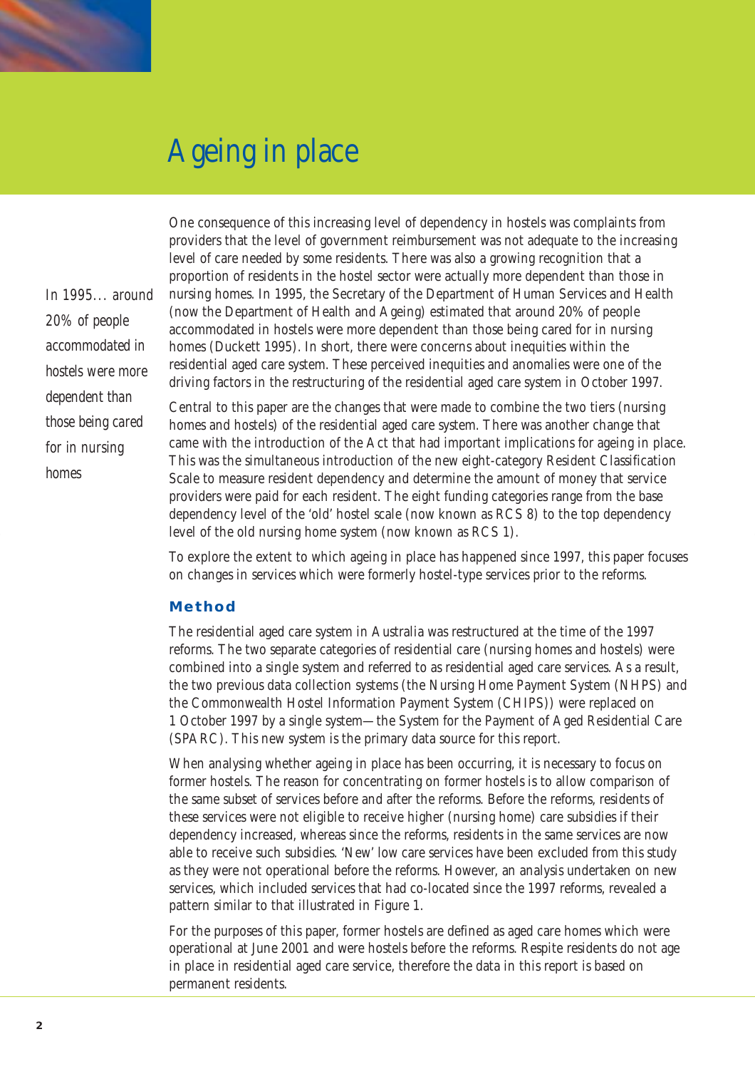# Ageing in place

*In 1995... around 20% of people accommodated in hostels were more dependent than those being cared for in nursing homes*

One consequence of this increasing level of dependency in hostels was complaints from providers that the level of government reimbursement was not adequate to the increasing level of care needed by some residents. There was also a growing recognition that a proportion of residents in the hostel sector were actually more dependent than those in nursing homes. In 1995, the Secretary of the Department of Human Services and Health (now the Department of Health and Ageing) estimated that around 20% of people accommodated in hostels were more dependent than those being cared for in nursing homes (Duckett 1995). In short, there were concerns about inequities within the residential aged care system. These perceived inequities and anomalies were one of the driving factors in the restructuring of the residential aged care system in October 1997.

Central to this paper are the changes that were made to combine the two tiers (nursing homes and hostels) of the residential aged care system. There was another change that came with the introduction of the Act that had important implications for ageing in place. This was the simultaneous introduction of the new eight-category Resident Classification Scale to measure resident dependency and determine the amount of money that service providers were paid for each resident. The eight funding categories range from the base dependency level of the 'old' hostel scale (now known as RCS 8) to the top dependency level of the old nursing home system (now known as RCS 1).

To explore the extent to which ageing in place has happened since 1997, this paper focuses on changes in services which were formerly hostel-type services prior to the reforms.

## Method

The residential aged care system in Australia was restructured at the time of the 1997 reforms. The two separate categories of residential care (nursing homes and hostels) were combined into a single system and referred to as residential aged care services. As a result, the two previous data collection systems (the Nursing Home Payment System (NHPS) and the Commonwealth Hostel Information Payment System (CHIPS)) were replaced on 1 October 1997 by a single system—the System for the Payment of Aged Residential Care (SPARC). This new system is the primary data source for this report.

When analysing whether ageing in place has been occurring, it is necessary to focus on former hostels. The reason for concentrating on former hostels is to allow comparison of the same subset of services before and after the reforms. Before the reforms, residents of these services were not eligible to receive higher (nursing home) care subsidies if their dependency increased, whereas since the reforms, residents in the same services are now able to receive such subsidies. 'New' low care services have been excluded from this study as they were not operational before the reforms. However, an analysis undertaken on new services, which included services that had co-located since the 1997 reforms, revealed a pattern similar to that illustrated in Figure 1.

For the purposes of this paper, former hostels are defined as aged care homes which were operational at June 2001 and were hostels before the reforms. Respite residents do not age in place in residential aged care service, therefore the data in this report is based on permanent residents.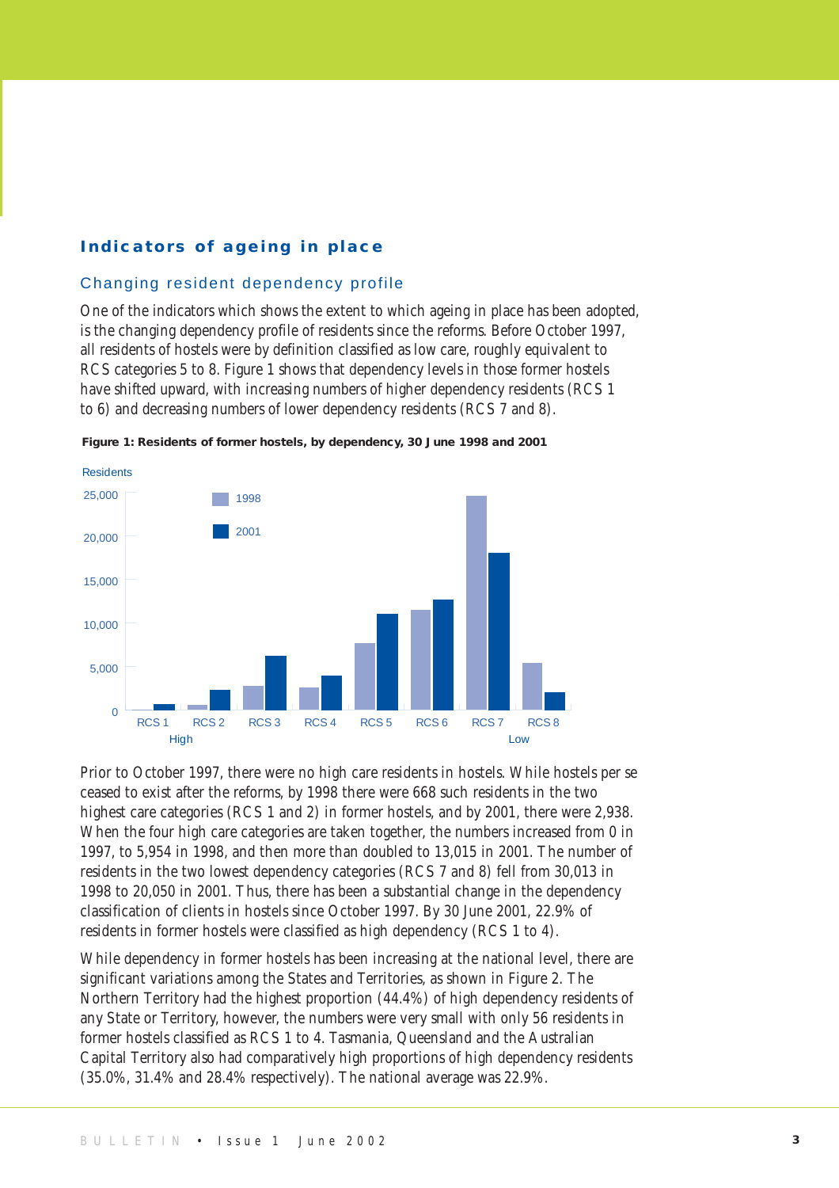## Indicators of ageing in place

### Changing resident dependency profile

One of the indicators which shows the extent to which ageing in place has been adopted, is the changing dependency profile of residents since the reforms. Before October 1997, all residents of hostels were by definition classified as low care, roughly equivalent to RCS categories 5 to 8. Figure 1 shows that dependency levels in those former hostels have shifted upward, with increasing numbers of higher dependency residents (RCS 1 to 6) and decreasing numbers of lower dependency residents (RCS 7 and 8).

**Figure 1: Residents of former hostels, by dependency, 30 June 1998 and 2001**

Prior to October 1997, there were no high care residents in hostels. While hostels per se ceased to exist after the reforms, by 1998 there were 668 such residents in the two highest care categories (RCS 1 and 2) in former hostels, and by 2001, there were 2,938. When the four high care categories are taken together, the numbers increased from 0 in 1997, to 5,954 in 1998, and then more than doubled to 13,015 in 2001. The number of residents in the two lowest dependency categories (RCS 7 and 8) fell from 30,013 in 1998 to 20,050 in 2001. Thus, there has been a substantial change in the dependency classification of clients in hostels since October 1997. By 30 June 2001, 22.9% of residents in former hostels were classified as high dependency (RCS 1 to 4).

While dependency in former hostels has been increasing at the national level, there are significant variations among the States and Territories, as shown in Figure 2. The Northern Territory had the highest proportion (44.4%) of high dependency residents of any State or Territory, however, the numbers were very small with only 56 residents in former hostels classified as RCS 1 to 4. Tasmania, Queensland and the Australian Capital Territory also had comparatively high proportions of high dependency residents (35.0%, 31.4% and 28.4% respectively). The national average was 22.9%.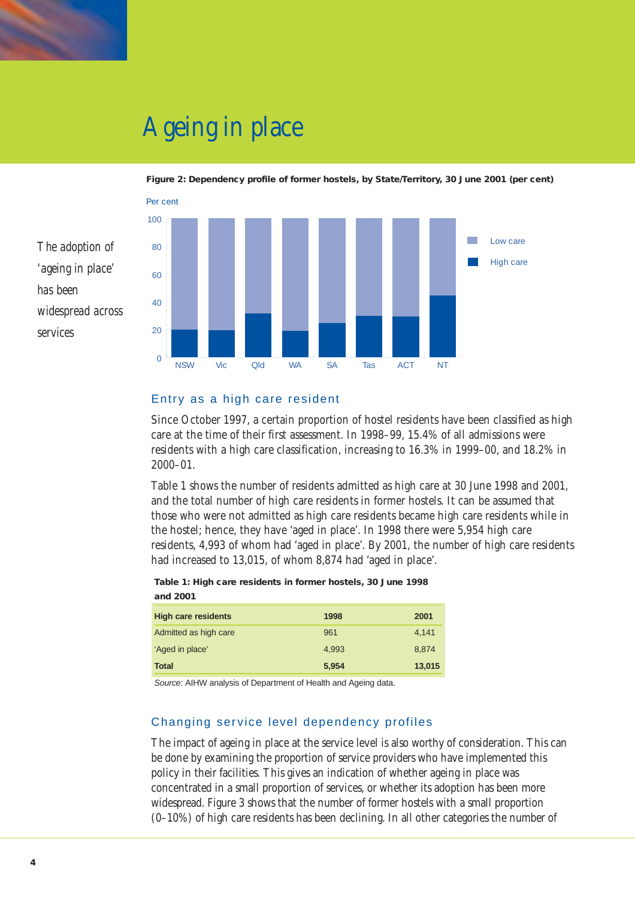# Ageing in place

**Figure 2: Dependency profile of former hostels, by State/Territory, 30 June 2001 (per cent)**

The adoption of 'ageing in place' has been widespread across services

## Entry as a high care resident

Since October 1997, a certain proportion of hostel residents have been classified as high care at the time of their first assessment. In 1998–99, 15.4% of all admissions were residents with a high care classification, increasing to 16.3% in 1999–00, and 18.2% in 2000–01.

Table 1 shows the number of residents admitted as high care at 30 June 1998 and 2001, and the total number of high care residents in former hostels. It can be assumed that those who were not admitted as high care residents became high care residents while in the hostel; hence, they have 'aged in place'. In 1998 there were 5,954 high care residents, 4,993 of whom had 'aged in place'. By 2001, the number of high care residents had increased to 13,015, of whom 8,874 had 'aged in place'.

**Table 1: High care residents in former hostels, 30 June 1998 and 2001**

| High care residents | 1998 | 2001 |
|---|---|---|
| Admitted as high care | 961 | 4,141 |
| 'Aged in place' | 4,993 | 8,874 |
| **Total** | **5,954** | **13,015** |

*Source:* AIHW analysis of Department of Health and Ageing data.

## Changing service level dependency profiles

The impact of ageing in place at the service level is also worthy of consideration. This can be done by examining the proportion of service providers who have implemented this policy in their facilities. This gives an indication of whether ageing in place was concentrated in a small proportion of services, or whether its adoption has been more widespread. Figure 3 shows that the number of former hostels with a small proportion (0–10%) of high care residents has been declining. In all other categories the number of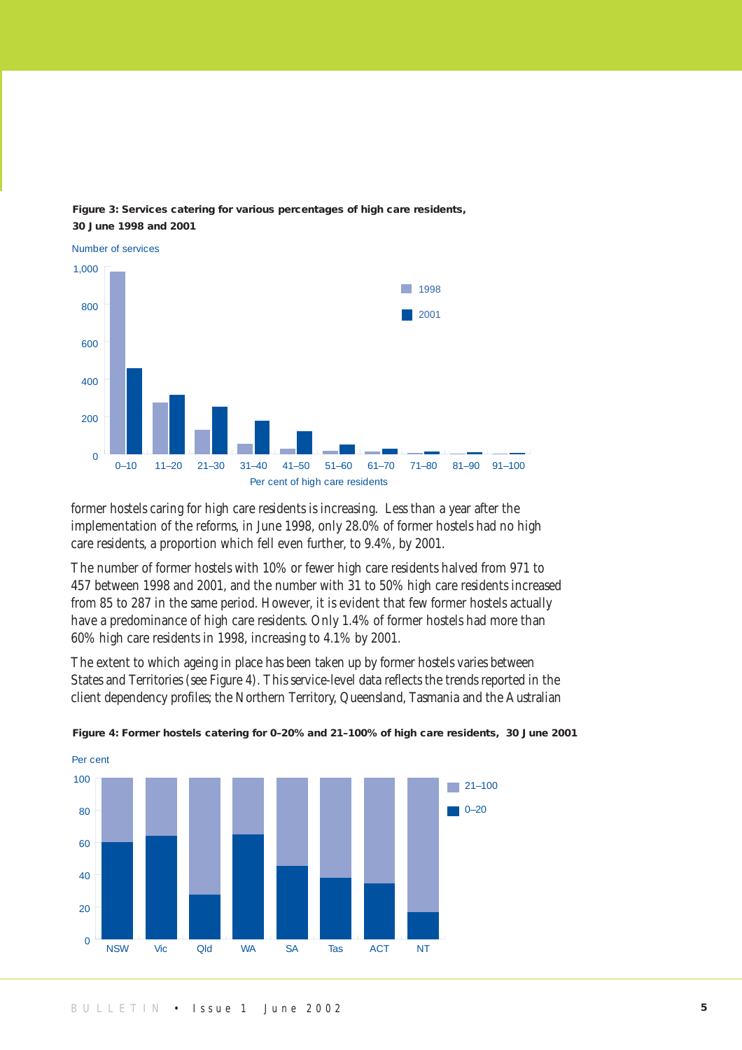**Figure 3: Services catering for various percentages of high care residents, 30 June 1998 and 2001**

former hostels caring for high care residents is increasing. Less than a year after the implementation of the reforms, in June 1998, only 28.0% of former hostels had no high care residents, a proportion which fell even further, to 9.4%, by 2001.

The number of former hostels with 10% or fewer high care residents halved from 971 to 457 between 1998 and 2001, and the number with 31 to 50% high care residents increased from 85 to 287 in the same period. However, it is evident that few former hostels actually have a predominance of high care residents. Only 1.4% of former hostels had more than 60% high care residents in 1998, increasing to 4.1% by 2001.

The extent to which ageing in place has been taken up by former hostels varies between States and Territories (see Figure 4). This service-level data reflects the trends reported in the client dependency profiles; the Northern Territory, Queensland, Tasmania and the Australian

**Figure 4: Former hostels catering for 0–20% and 21–100% of high care residents, 30 June 2001**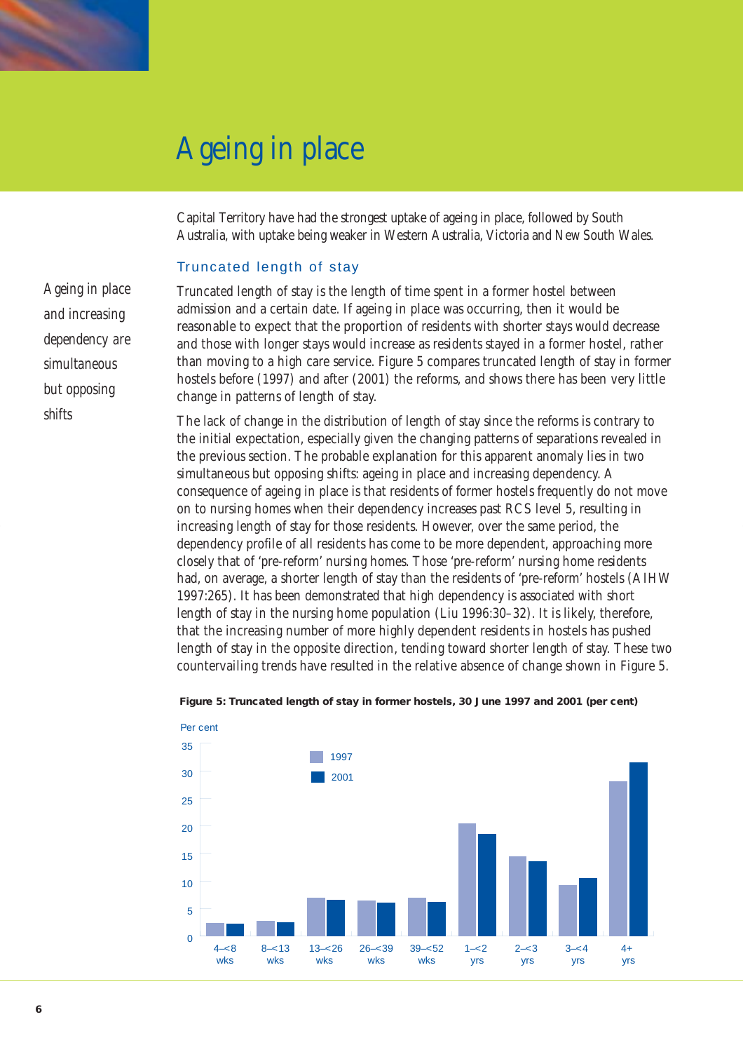# Ageing in place

Capital Territory have had the strongest uptake of ageing in place, followed by South Australia, with uptake being weaker in Western Australia, Victoria and New South Wales.

## Truncated length of stay

*Ageing in place and increasing dependency are simultaneous but opposing shifts*

Truncated length of stay is the length of time spent in a former hostel between admission and a certain date. If ageing in place was occurring, then it would be reasonable to expect that the proportion of residents with shorter stays would decrease and those with longer stays would increase as residents stayed in a former hostel, rather than moving to a high care service. Figure 5 compares truncated length of stay in former hostels before (1997) and after (2001) the reforms, and shows there has been very little change in patterns of length of stay.

The lack of change in the distribution of length of stay since the reforms is contrary to the initial expectation, especially given the changing patterns of separations revealed in the previous section. The probable explanation for this apparent anomaly lies in two simultaneous but opposing shifts: ageing in place and increasing dependency. A consequence of ageing in place is that residents of former hostels frequently do not move on to nursing homes when their dependency increases past RCS level 5, resulting in increasing length of stay for those residents. However, over the same period, the dependency profile of all residents has come to be more dependent, approaching more closely that of 'pre-reform' nursing homes. Those 'pre-reform' nursing home residents had, on average, a shorter length of stay than the residents of 'pre-reform' hostels (AIHW 1997:265). It has been demonstrated that high dependency is associated with short length of stay in the nursing home population (Liu 1996:30–32). It is likely, therefore, that the increasing number of more highly dependent residents in hostels has pushed length of stay in the opposite direction, tending toward shorter length of stay. These two countervailing trends have resulted in the relative absence of change shown in Figure 5.

**Figure 5: Truncated length of stay in former hostels, 30 June 1997 and 2001 (per cent)**

| Length of stay | 1997 (per cent) | 2001 (per cent) |
| --- | --- | --- |
| 4–<8 wks | 2.4 | 2.3 |
| 8–<13 wks | 2.8 | 2.5 |
| 13–<26 wks | 7.0 | 6.7 |
| 26–<39 wks | 6.5 | 6.1 |
| 39–<52 wks | 7.0 | 6.3 |
| 1–<2 yrs | 20.5 | 18.6 |
| 2–<3 yrs | 14.5 | 13.6 |
| 3–<4 yrs | 9.3 | 10.6 |
| 4+ yrs | 28.2 | 31.6 |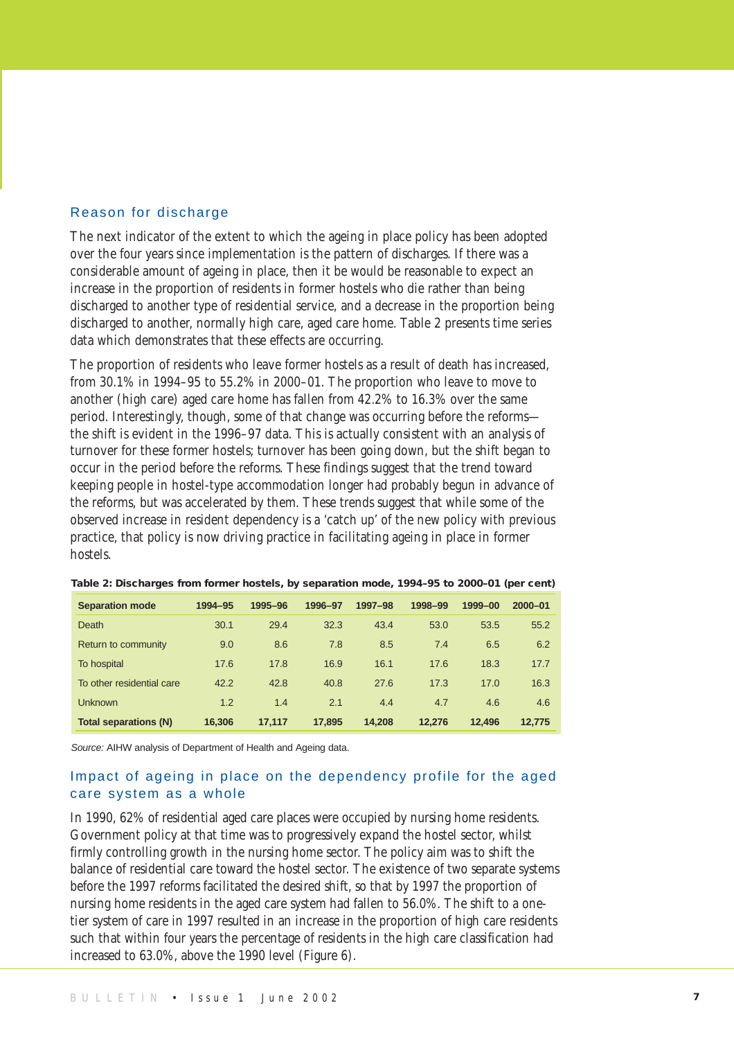## Reason for discharge

The next indicator of the extent to which the ageing in place policy has been adopted over the four years since implementation is the pattern of discharges. If there was a considerable amount of ageing in place, then it be would be reasonable to expect an increase in the proportion of residents in former hostels who die rather than being discharged to another type of residential service, and a decrease in the proportion being discharged to another, normally high care, aged care home. Table 2 presents time series data which demonstrates that these effects are occurring.

The proportion of residents who leave former hostels as a result of death has increased, from 30.1% in 1994–95 to 55.2% in 2000–01. The proportion who leave to move to another (high care) aged care home has fallen from 42.2% to 16.3% over the same period. Interestingly, though, some of that change was occurring before the reforms—the shift is evident in the 1996–97 data. This is actually consistent with an analysis of turnover for these former hostels; turnover has been going down, but the shift began to occur in the period before the reforms. These findings suggest that the trend toward keeping people in hostel-type accommodation longer had probably begun in advance of the reforms, but was accelerated by them. These trends suggest that while some of the observed increase in resident dependency is a 'catch up' of the new policy with previous practice, that policy is now driving practice in facilitating ageing in place in former hostels.

**Table 2: Discharges from former hostels, by separation mode, 1994–95 to 2000–01 (per cent)**

| Separation mode | 1994–95 | 1995–96 | 1996–97 | 1997–98 | 1998–99 | 1999–00 | 2000–01 |
|---|---|---|---|---|---|---|---|
| Death | 30.1 | 29.4 | 32.3 | 43.4 | 53.0 | 53.5 | 55.2 |
| Return to community | 9.0 | 8.6 | 7.8 | 8.5 | 7.4 | 6.5 | 6.2 |
| To hospital | 17.6 | 17.8 | 16.9 | 16.1 | 17.6 | 18.3 | 17.7 |
| To other residential care | 42.2 | 42.8 | 40.8 | 27.6 | 17.3 | 17.0 | 16.3 |
| Unknown | 1.2 | 1.4 | 2.1 | 4.4 | 4.7 | 4.6 | 4.6 |
| **Total separations (N)** | **16,306** | **17,117** | **17,895** | **14,208** | **12,276** | **12,496** | **12,775** |

*Source:* AIHW analysis of Department of Health and Ageing data.

## Impact of ageing in place on the dependency profile for the aged care system as a whole

In 1990, 62% of residential aged care places were occupied by nursing home residents. Government policy at that time was to progressively expand the hostel sector, whilst firmly controlling growth in the nursing home sector. The policy aim was to shift the balance of residential care toward the hostel sector. The existence of two separate systems before the 1997 reforms facilitated the desired shift, so that by 1997 the proportion of nursing home residents in the aged care system had fallen to 56.0%. The shift to a one-tier system of care in 1997 resulted in an increase in the proportion of high care residents such that within four years the percentage of residents in the high care classification had increased to 63.0%, above the 1990 level (Figure 6).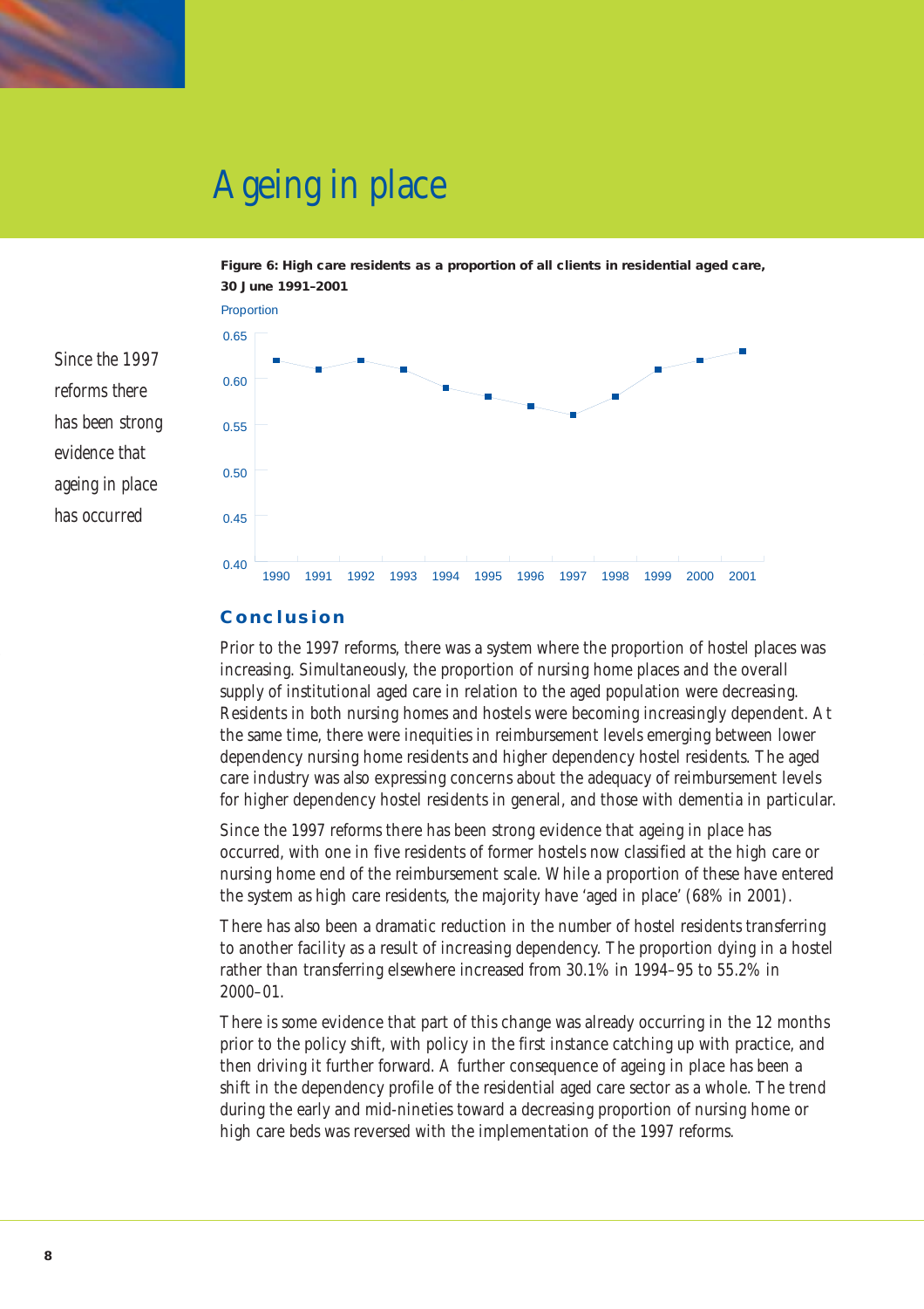# Ageing in place

**Figure 6: High care residents as a proportion of all clients in residential aged care, 30 June 1991–2001**

| Year | Proportion |
|---|---|
| 1990 | 0.62 |
| 1991 | 0.61 |
| 1992 | 0.62 |
| 1993 | 0.61 |
| 1994 | 0.59 |
| 1995 | 0.58 |
| 1996 | 0.57 |
| 1997 | 0.56 |
| 1998 | 0.58 |
| 1999 | 0.61 |
| 2000 | 0.62 |
| 2001 | 0.63 |

Since the 1997 reforms there has been strong evidence that ageing in place has occurred

## Conclusion

Prior to the 1997 reforms, there was a system where the proportion of hostel places was increasing. Simultaneously, the proportion of nursing home places and the overall supply of institutional aged care in relation to the aged population were decreasing. Residents in both nursing homes and hostels were becoming increasingly dependent. At the same time, there were inequities in reimbursement levels emerging between lower dependency nursing home residents and higher dependency hostel residents. The aged care industry was also expressing concerns about the adequacy of reimbursement levels for higher dependency hostel residents in general, and those with dementia in particular.

Since the 1997 reforms there has been strong evidence that ageing in place has occurred, with one in five residents of former hostels now classified at the high care or nursing home end of the reimbursement scale. While a proportion of these have entered the system as high care residents, the majority have 'aged in place' (68% in 2001).

There has also been a dramatic reduction in the number of hostel residents transferring to another facility as a result of increasing dependency. The proportion dying in a hostel rather than transferring elsewhere increased from 30.1% in 1994–95 to 55.2% in 2000–01.

There is some evidence that part of this change was already occurring in the 12 months prior to the policy shift, with policy in the first instance catching up with practice, and then driving it further forward. A further consequence of ageing in place has been a shift in the dependency profile of the residential aged care sector as a whole. The trend during the early and mid-nineties toward a decreasing proportion of nursing home or high care beds was reversed with the implementation of the 1997 reforms.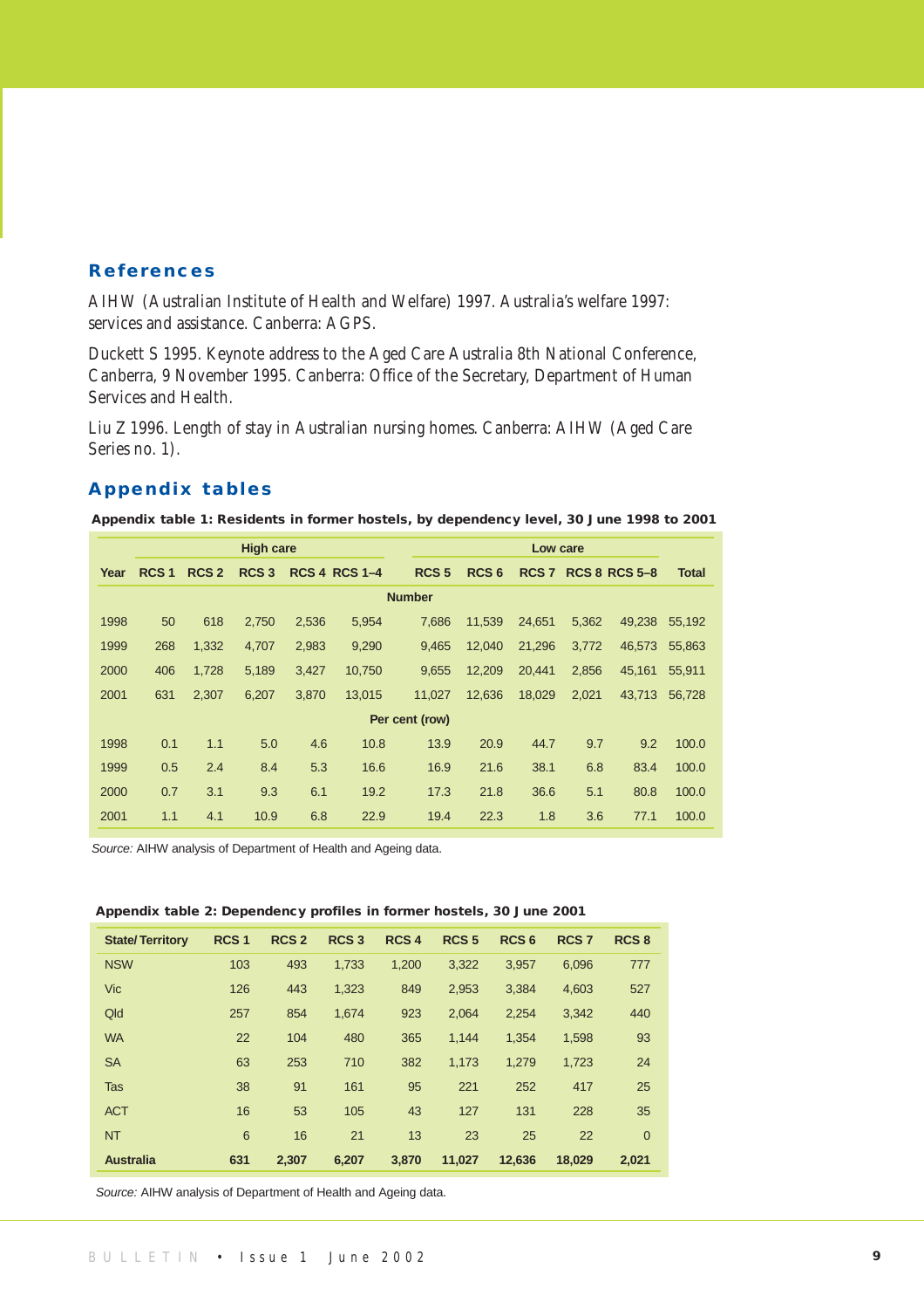## References

AIHW (Australian Institute of Health and Welfare) 1997. Australia's welfare 1997: services and assistance. Canberra: AGPS.

Duckett S 1995. Keynote address to the Aged Care Australia 8th National Conference, Canberra, 9 November 1995. Canberra: Office of the Secretary, Department of Human Services and Health.

Liu Z 1996. Length of stay in Australian nursing homes. Canberra: AIHW (Aged Care Series no. 1).

## Appendix tables

**Appendix table 1: Residents in former hostels, by dependency level, 30 June 1998 to 2001**

| | High care | | | | | Low care | | | | | |
|---|---|---|---|---|---|---|---|---|---|---|---|
| Year | RCS 1 | RCS 2 | RCS 3 | RCS 4 | RCS 1–4 | RCS 5 | RCS 6 | RCS 7 | RCS 8 | RCS 5–8 | Total |
| | | | | | | Number | | | | | |
| 1998 | 50 | 618 | 2,750 | 2,536 | 5,954 | 7,686 | 11,539 | 24,651 | 5,362 | 49,238 | 55,192 |
| 1999 | 268 | 1,332 | 4,707 | 2,983 | 9,290 | 9,465 | 12,040 | 21,296 | 3,772 | 46,573 | 55,863 |
| 2000 | 406 | 1,728 | 5,189 | 3,427 | 10,750 | 9,655 | 12,209 | 20,441 | 2,856 | 45,161 | 55,911 |
| 2001 | 631 | 2,307 | 6,207 | 3,870 | 13,015 | 11,027 | 12,636 | 18,029 | 2,021 | 43,713 | 56,728 |
| | | | | | | Per cent (row) | | | | | |
| 1998 | 0.1 | 1.1 | 5.0 | 4.6 | 10.8 | 13.9 | 20.9 | 44.7 | 9.7 | 9.2 | 100.0 |
| 1999 | 0.5 | 2.4 | 8.4 | 5.3 | 16.6 | 16.9 | 21.6 | 38.1 | 6.8 | 83.4 | 100.0 |
| 2000 | 0.7 | 3.1 | 9.3 | 6.1 | 19.2 | 17.3 | 21.8 | 36.6 | 5.1 | 80.8 | 100.0 |
| 2001 | 1.1 | 4.1 | 10.9 | 6.8 | 22.9 | 19.4 | 22.3 | 1.8 | 3.6 | 77.1 | 100.0 |

*Source:* AIHW analysis of Department of Health and Ageing data.

**Appendix table 2: Dependency profiles in former hostels, 30 June 2001**

| State/Territory | RCS 1 | RCS 2 | RCS 3 | RCS 4 | RCS 5 | RCS 6 | RCS 7 | RCS 8 |
|---|---|---|---|---|---|---|---|---|
| NSW | 103 | 493 | 1,733 | 1,200 | 3,322 | 3,957 | 6,096 | 777 |
| Vic | 126 | 443 | 1,323 | 849 | 2,953 | 3,384 | 4,603 | 527 |
| Qld | 257 | 854 | 1,674 | 923 | 2,064 | 2,254 | 3,342 | 440 |
| WA | 22 | 104 | 480 | 365 | 1,144 | 1,354 | 1,598 | 93 |
| SA | 63 | 253 | 710 | 382 | 1,173 | 1,279 | 1,723 | 24 |
| Tas | 38 | 91 | 161 | 95 | 221 | 252 | 417 | 25 |
| ACT | 16 | 53 | 105 | 43 | 127 | 131 | 228 | 35 |
| NT | 6 | 16 | 21 | 13 | 23 | 25 | 22 | 0 |
| **Australia** | **631** | **2,307** | **6,207** | **3,870** | **11,027** | **12,636** | **18,029** | **2,021** |

*Source:* AIHW analysis of Department of Health and Ageing data.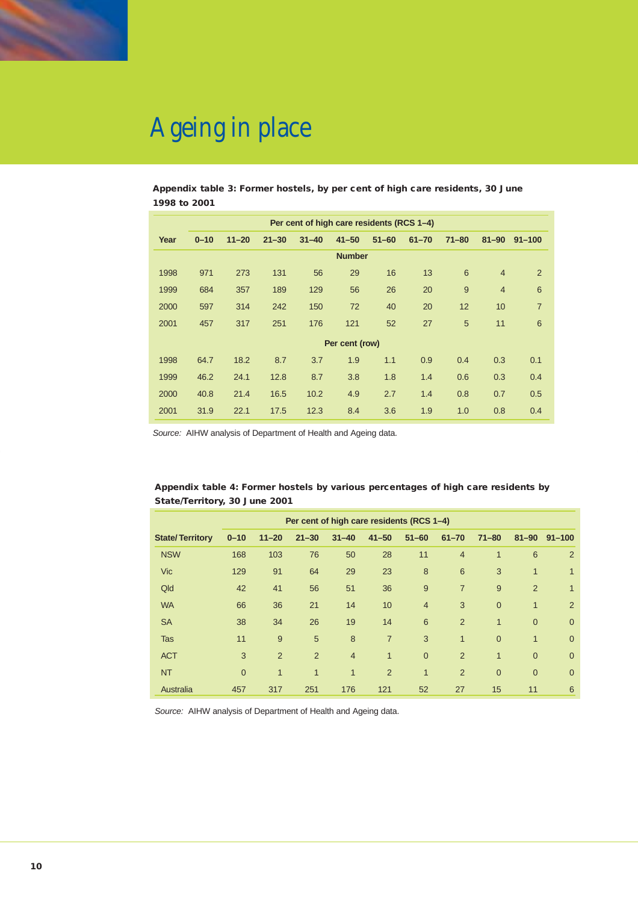# Ageing in place

**Appendix table 3: Former hostels, by per cent of high care residents, 30 June 1998 to 2001**

| | Per cent of high care residents (RCS 1–4) | | | | | | | | | |
|---|---|---|---|---|---|---|---|---|---|---|
| Year | 0–10 | 11–20 | 21–30 | 31–40 | 41–50 | 51–60 | 61–70 | 71–80 | 81–90 | 91–100 |
| | | | | | Number | | | | | |
| 1998 | 971 | 273 | 131 | 56 | 29 | 16 | 13 | 6 | 4 | 2 |
| 1999 | 684 | 357 | 189 | 129 | 56 | 26 | 20 | 9 | 4 | 6 |
| 2000 | 597 | 314 | 242 | 150 | 72 | 40 | 20 | 12 | 10 | 7 |
| 2001 | 457 | 317 | 251 | 176 | 121 | 52 | 27 | 5 | 11 | 6 |
| | | | | | Per cent (row) | | | | | |
| 1998 | 64.7 | 18.2 | 8.7 | 3.7 | 1.9 | 1.1 | 0.9 | 0.4 | 0.3 | 0.1 |
| 1999 | 46.2 | 24.1 | 12.8 | 8.7 | 3.8 | 1.8 | 1.4 | 0.6 | 0.3 | 0.4 |
| 2000 | 40.8 | 21.4 | 16.5 | 10.2 | 4.9 | 2.7 | 1.4 | 0.8 | 0.7 | 0.5 |
| 2001 | 31.9 | 22.1 | 17.5 | 12.3 | 8.4 | 3.6 | 1.9 | 1.0 | 0.8 | 0.4 |

*Source:* AIHW analysis of Department of Health and Ageing data.

**Appendix table 4: Former hostels by various percentages of high care residents by State/Territory, 30 June 2001**

| | Per cent of high care residents (RCS 1–4) | | | | | | | | | |
|---|---|---|---|---|---|---|---|---|---|---|
| State/Territory | 0–10 | 11–20 | 21–30 | 31–40 | 41–50 | 51–60 | 61–70 | 71–80 | 81–90 | 91–100 |
| NSW | 168 | 103 | 76 | 50 | 28 | 11 | 4 | 1 | 6 | 2 |
| Vic | 129 | 91 | 64 | 29 | 23 | 8 | 6 | 3 | 1 | 1 |
| Qld | 42 | 41 | 56 | 51 | 36 | 9 | 7 | 9 | 2 | 1 |
| WA | 66 | 36 | 21 | 14 | 10 | 4 | 3 | 0 | 1 | 2 |
| SA | 38 | 34 | 26 | 19 | 14 | 6 | 2 | 1 | 0 | 0 |
| Tas | 11 | 9 | 5 | 8 | 7 | 3 | 1 | 0 | 1 | 0 |
| ACT | 3 | 2 | 2 | 4 | 1 | 0 | 2 | 1 | 0 | 0 |
| NT | 0 | 1 | 1 | 1 | 2 | 1 | 2 | 0 | 0 | 0 |
| Australia | 457 | 317 | 251 | 176 | 121 | 52 | 27 | 15 | 11 | 6 |

*Source:* AIHW analysis of Department of Health and Ageing data.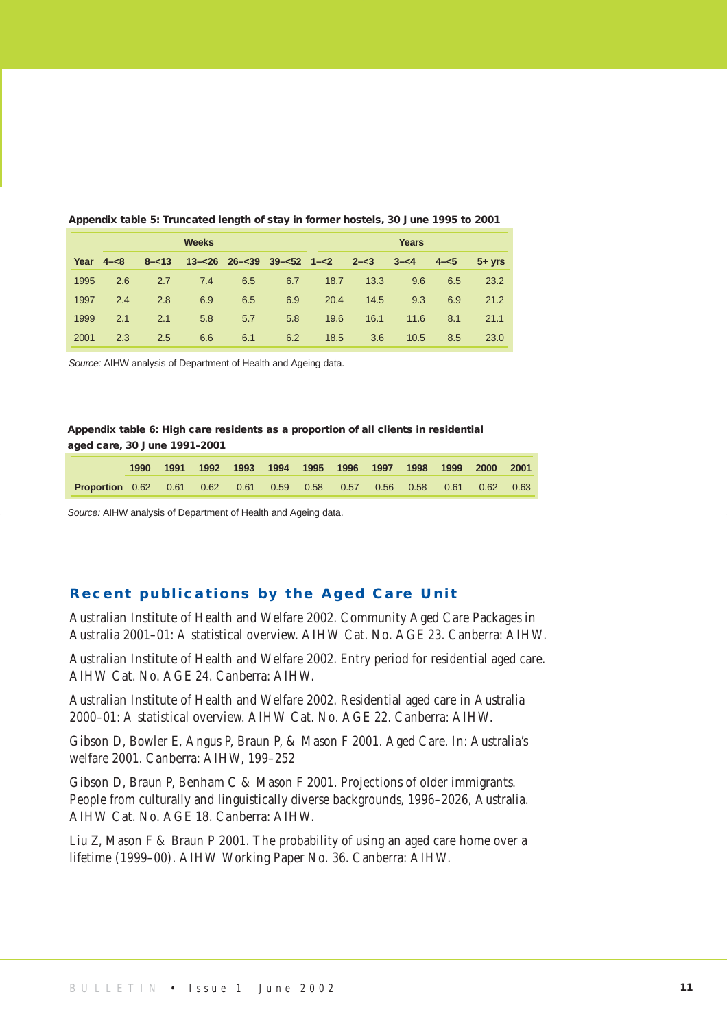**Appendix table 5: Truncated length of stay in former hostels, 30 June 1995 to 2001**

| | Weeks | | | | | Years | | | | |
|---|---|---|---|---|---|---|---|---|---|---|
| Year | 4–<8 | 8–<13 | 13–<26 | 26–<39 | 39–<52 | 1–<2 | 2–<3 | 3–<4 | 4–<5 | 5+ yrs |
| 1995 | 2.6 | 2.7 | 7.4 | 6.5 | 6.7 | 18.7 | 13.3 | 9.6 | 6.5 | 23.2 |
| 1997 | 2.4 | 2.8 | 6.9 | 6.5 | 6.9 | 20.4 | 14.5 | 9.3 | 6.9 | 21.2 |
| 1999 | 2.1 | 2.1 | 5.8 | 5.7 | 5.8 | 19.6 | 16.1 | 11.6 | 8.1 | 21.1 |
| 2001 | 2.3 | 2.5 | 6.6 | 6.1 | 6.2 | 18.5 | 3.6 | 10.5 | 8.5 | 23.0 |

*Source:* AIHW analysis of Department of Health and Ageing data.

**Appendix table 6: High care residents as a proportion of all clients in residential aged care, 30 June 1991–2001**

| | 1990 | 1991 | 1992 | 1993 | 1994 | 1995 | 1996 | 1997 | 1998 | 1999 | 2000 | 2001 |
|---|---|---|---|---|---|---|---|---|---|---|---|---|
| **Proportion** | 0.62 | 0.61 | 0.62 | 0.61 | 0.59 | 0.58 | 0.57 | 0.56 | 0.58 | 0.61 | 0.62 | 0.63 |

*Source:* AIHW analysis of Department of Health and Ageing data.

## Recent publications by the Aged Care Unit

Australian Institute of Health and Welfare 2002. Community Aged Care Packages in Australia 2001–01: A statistical overview. AIHW Cat. No. AGE 23. Canberra: AIHW.

Australian Institute of Health and Welfare 2002. Entry period for residential aged care. AIHW Cat. No. AGE 24. Canberra: AIHW.

Australian Institute of Health and Welfare 2002. Residential aged care in Australia 2000–01: A statistical overview. AIHW Cat. No. AGE 22. Canberra: AIHW.

Gibson D, Bowler E, Angus P, Braun P, & Mason F 2001. Aged Care. In: Australia's welfare 2001. Canberra: AIHW, 199–252

Gibson D, Braun P, Benham C & Mason F 2001. Projections of older immigrants. People from culturally and linguistically diverse backgrounds, 1996–2026, Australia. AIHW Cat. No. AGE 18. Canberra: AIHW.

Liu Z, Mason F & Braun P 2001. The probability of using an aged care home over a lifetime (1999–00). AIHW Working Paper No. 36. Canberra: AIHW.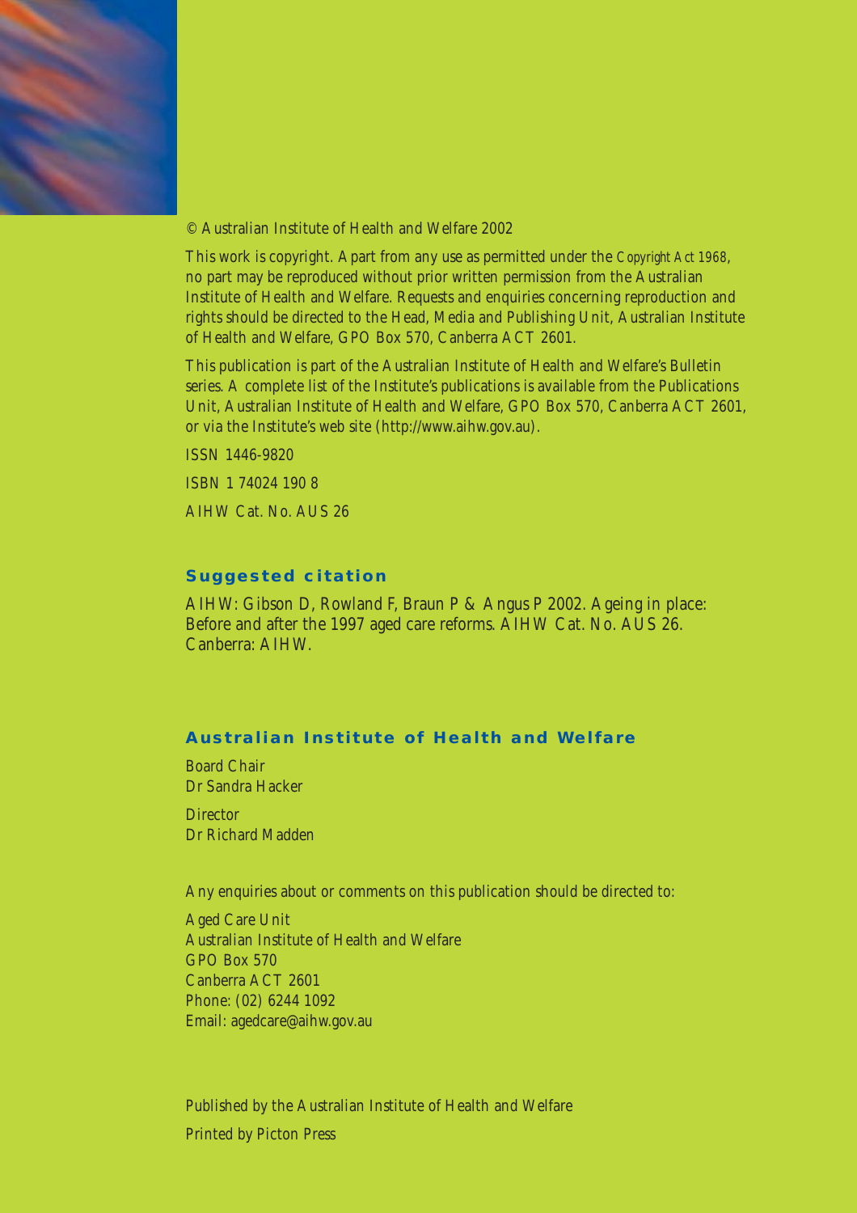© Australian Institute of Health and Welfare 2002

This work is copyright. Apart from any use as permitted under the *Copyright Act 1968*, no part may be reproduced without prior written permission from the Australian Institute of Health and Welfare. Requests and enquiries concerning reproduction and rights should be directed to the Head, Media and Publishing Unit, Australian Institute of Health and Welfare, GPO Box 570, Canberra ACT 2601.

This publication is part of the Australian Institute of Health and Welfare's Bulletin series. A complete list of the Institute's publications is available from the Publications Unit, Australian Institute of Health and Welfare, GPO Box 570, Canberra ACT 2601, or via the Institute's web site (http://www.aihw.gov.au).

ISSN 1446-9820

ISBN 1 74024 190 8

AIHW Cat. No. AUS 26

## Suggested citation

AIHW: Gibson D, Rowland F, Braun P & Angus P 2002. Ageing in place: Before and after the 1997 aged care reforms. AIHW Cat. No. AUS 26. Canberra: AIHW.

## Australian Institute of Health and Welfare

Board Chair
Dr Sandra Hacker

Director
Dr Richard Madden

Any enquiries about or comments on this publication should be directed to:

Aged Care Unit
Australian Institute of Health and Welfare
GPO Box 570
Canberra ACT 2601
Phone: (02) 6244 1092
Email: agedcare@aihw.gov.au

Published by the Australian Institute of Health and Welfare

Printed by Picton Press